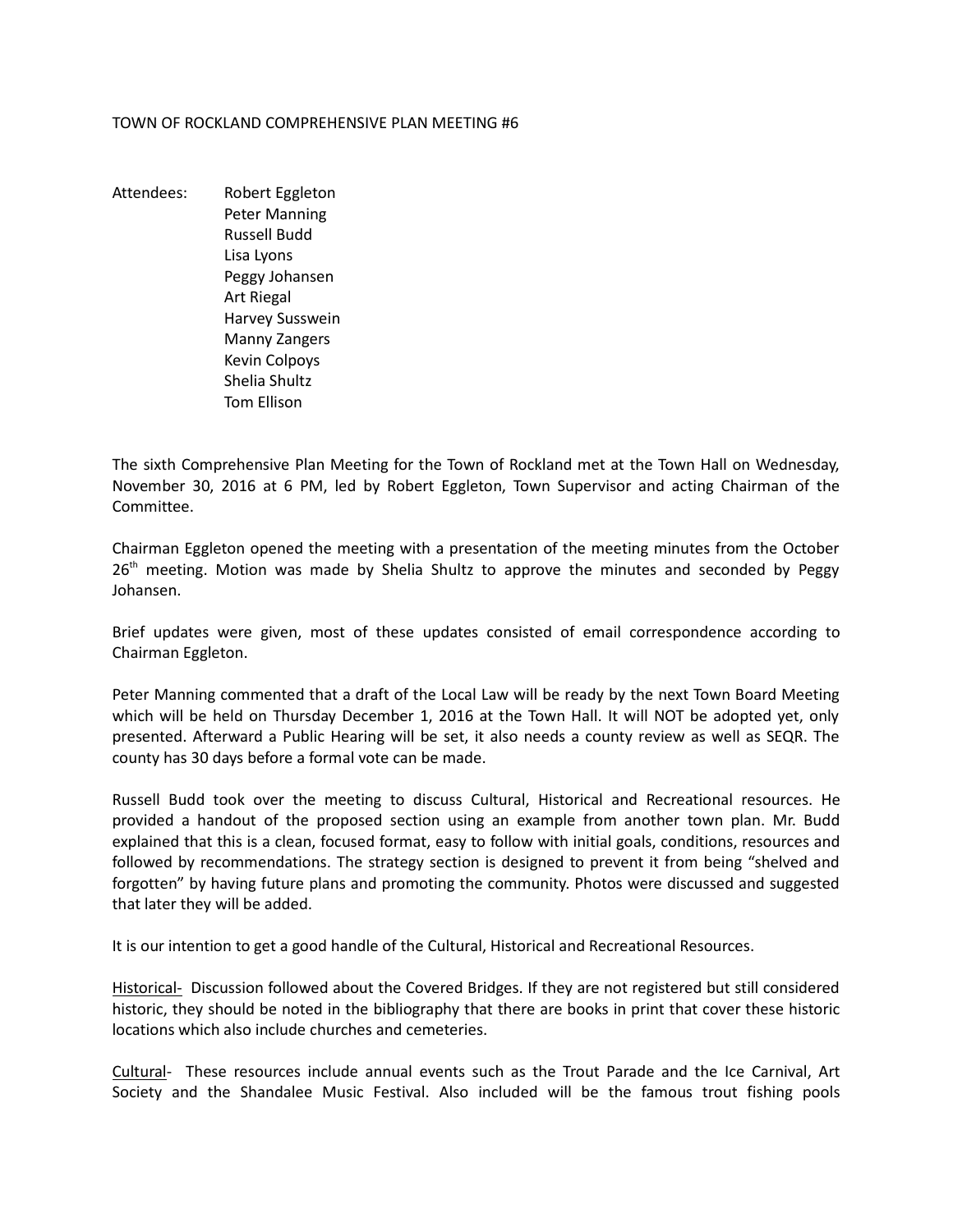TOWN OF ROCKLAND COMPREHENSIVE PLAN MEETING #6

Attendees:
- Robert Eggleton
- Peter Manning
- Russell Budd
- Lisa Lyons
- Peggy Johansen
- Art Riegal
- Harvey Susswein
- Manny Zangers
- Kevin Colpoys
- Shelia Shultz
- Tom Ellison

The sixth Comprehensive Plan Meeting for the Town of Rockland met at the Town Hall on Wednesday, November 30, 2016 at 6 PM, led by Robert Eggleton, Town Supervisor and acting Chairman of the Committee.

Chairman Eggleton opened the meeting with a presentation of the meeting minutes from the October 26th meeting. Motion was made by Shelia Shultz to approve the minutes and seconded by Peggy Johansen.

Brief updates were given, most of these updates consisted of email correspondence according to Chairman Eggleton.

Peter Manning commented that a draft of the Local Law will be ready by the next Town Board Meeting which will be held on Thursday December 1, 2016 at the Town Hall. It will NOT be adopted yet, only presented. Afterward a Public Hearing will be set, it also needs a county review as well as SEQR. The county has 30 days before a formal vote can be made.

Russell Budd took over the meeting to discuss Cultural, Historical and Recreational resources. He provided a handout of the proposed section using an example from another town plan. Mr. Budd explained that this is a clean, focused format, easy to follow with initial goals, conditions, resources and followed by recommendations. The strategy section is designed to prevent it from being "shelved and forgotten" by having future plans and promoting the community. Photos were discussed and suggested that later they will be added.

It is our intention to get a good handle of the Cultural, Historical and Recreational Resources.

<u>Historical</u>- Discussion followed about the Covered Bridges. If they are not registered but still considered historic, they should be noted in the bibliography that there are books in print that cover these historic locations which also include churches and cemeteries.

<u>Cultural</u>- These resources include annual events such as the Trout Parade and the Ice Carnival, Art Society and the Shandalee Music Festival. Also included will be the famous trout fishing pools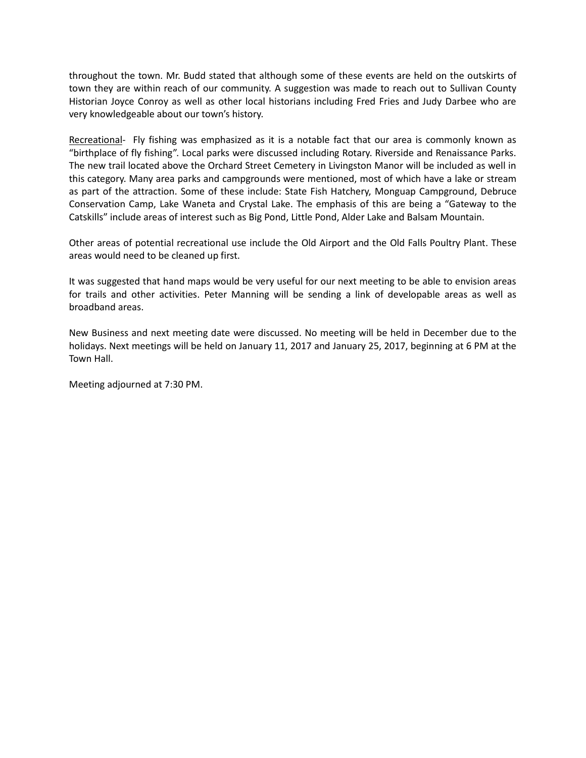throughout the town. Mr. Budd stated that although some of these events are held on the outskirts of town they are within reach of our community. A suggestion was made to reach out to Sullivan County Historian Joyce Conroy as well as other local historians including Fred Fries and Judy Darbee who are very knowledgeable about our town's history.

Recreational- Fly fishing was emphasized as it is a notable fact that our area is commonly known as "birthplace of fly fishing". Local parks were discussed including Rotary. Riverside and Renaissance Parks. The new trail located above the Orchard Street Cemetery in Livingston Manor will be included as well in this category. Many area parks and campgrounds were mentioned, most of which have a lake or stream as part of the attraction. Some of these include: State Fish Hatchery, Monguap Campground, Debruce Conservation Camp, Lake Waneta and Crystal Lake. The emphasis of this are being a "Gateway to the Catskills" include areas of interest such as Big Pond, Little Pond, Alder Lake and Balsam Mountain.

Other areas of potential recreational use include the Old Airport and the Old Falls Poultry Plant. These areas would need to be cleaned up first.

It was suggested that hand maps would be very useful for our next meeting to be able to envision areas for trails and other activities. Peter Manning will be sending a link of developable areas as well as broadband areas.

New Business and next meeting date were discussed. No meeting will be held in December due to the holidays. Next meetings will be held on January 11, 2017 and January 25, 2017, beginning at 6 PM at the Town Hall.

Meeting adjourned at 7:30 PM.